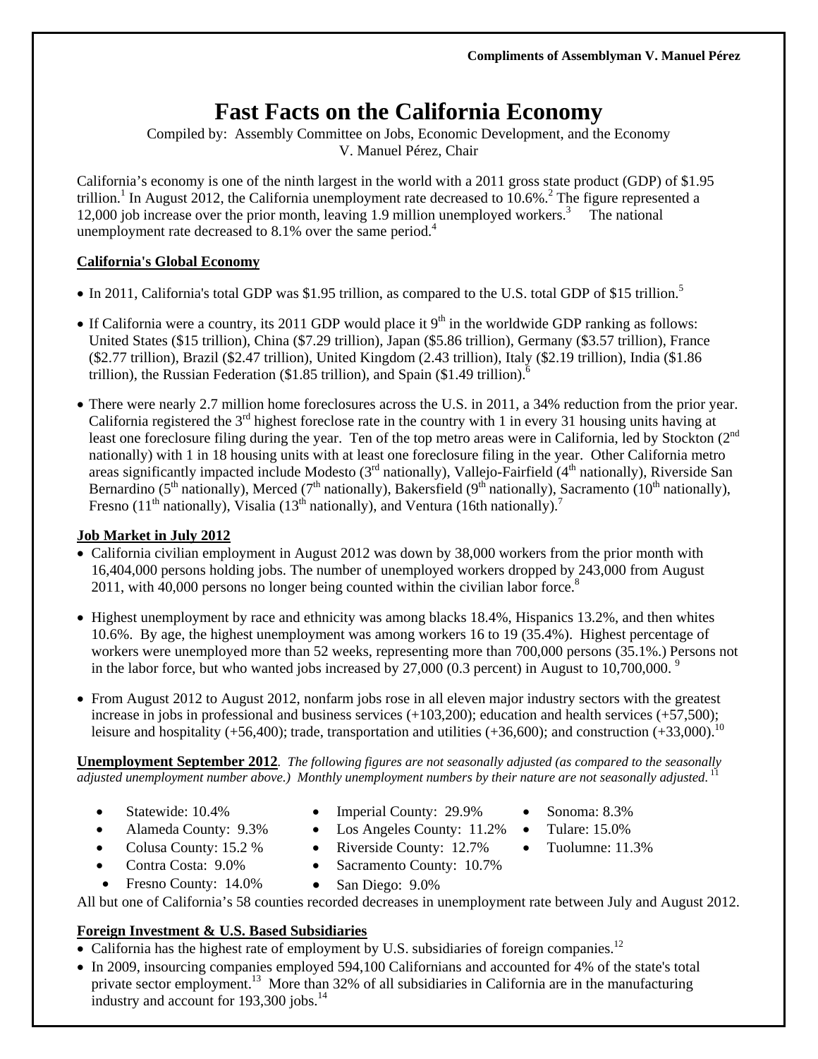**Compliments of Assemblyman V. Manuel Pérez**

# Fast Facts on the California Economy

Compiled by: Assembly Committee on Jobs, Economic Development, and the Economy
V. Manuel Pérez, Chair

California's economy is one of the ninth largest in the world with a 2011 gross state product (GDP) of $1.95 trillion.[1] In August 2012, the California unemployment rate decreased to 10.6%.[2] The figure represented a 12,000 job increase over the prior month, leaving 1.9 million unemployed workers.[3] The national unemployment rate decreased to 8.1% over the same period.[4]

## California's Global Economy

- In 2011, California's total GDP was $1.95 trillion, as compared to the U.S. total GDP of $15 trillion.[5]
- If California were a country, its 2011 GDP would place it 9th in the worldwide GDP ranking as follows: United States ($15 trillion), China ($7.29 trillion), Japan ($5.86 trillion), Germany ($3.57 trillion), France ($2.77 trillion), Brazil ($2.47 trillion), United Kingdom (2.43 trillion), Italy ($2.19 trillion), India ($1.86 trillion), the Russian Federation ($1.85 trillion), and Spain ($1.49 trillion).[6]
- There were nearly 2.7 million home foreclosures across the U.S. in 2011, a 34% reduction from the prior year. California registered the 3rd highest foreclose rate in the country with 1 in every 31 housing units having at least one foreclosure filing during the year. Ten of the top metro areas were in California, led by Stockton (2nd nationally) with 1 in 18 housing units with at least one foreclosure filing in the year. Other California metro areas significantly impacted include Modesto (3rd nationally), Vallejo-Fairfield (4th nationally), Riverside San Bernardino (5th nationally), Merced (7th nationally), Bakersfield (9th nationally), Sacramento (10th nationally), Fresno (11th nationally), Visalia (13th nationally), and Ventura (16th nationally).[7]

## Job Market in July 2012

- California civilian employment in August 2012 was down by 38,000 workers from the prior month with 16,404,000 persons holding jobs. The number of unemployed workers dropped by 243,000 from August 2011, with 40,000 persons no longer being counted within the civilian labor force.[8]
- Highest unemployment by race and ethnicity was among blacks 18.4%, Hispanics 13.2%, and then whites 10.6%. By age, the highest unemployment was among workers 16 to 19 (35.4%). Highest percentage of workers were unemployed more than 52 weeks, representing more than 700,000 persons (35.1%.) Persons not in the labor force, but who wanted jobs increased by 27,000 (0.3 percent) in August to 10,700,000. [9]
- From August 2012 to August 2012, nonfarm jobs rose in all eleven major industry sectors with the greatest increase in jobs in professional and business services (+103,200); education and health services (+57,500); leisure and hospitality (+56,400); trade, transportation and utilities (+36,600); and construction (+33,000).[10]

**Unemployment September 2012**. *The following figures are not seasonally adjusted (as compared to the seasonally adjusted unemployment number above.) Monthly unemployment numbers by their nature are not seasonally adjusted.* [11]

- Statewide: 10.4%
- Alameda County: 9.3%
- Colusa County: 15.2 %
- Contra Costa: 9.0%
- Fresno County: 14.0%
- Imperial County: 29.9%
- Los Angeles County: 11.2%
- Riverside County: 12.7%
- Sacramento County: 10.7%
- San Diego: 9.0%
- Sonoma: 8.3%
- Tulare: 15.0%
- Tuolumne: 11.3%

All but one of California's 58 counties recorded decreases in unemployment rate between July and August 2012.

## Foreign Investment & U.S. Based Subsidiaries

- California has the highest rate of employment by U.S. subsidiaries of foreign companies.[12]
- In 2009, insourcing companies employed 594,100 Californians and accounted for 4% of the state's total private sector employment.[13] More than 32% of all subsidiaries in California are in the manufacturing industry and account for 193,300 jobs.[14]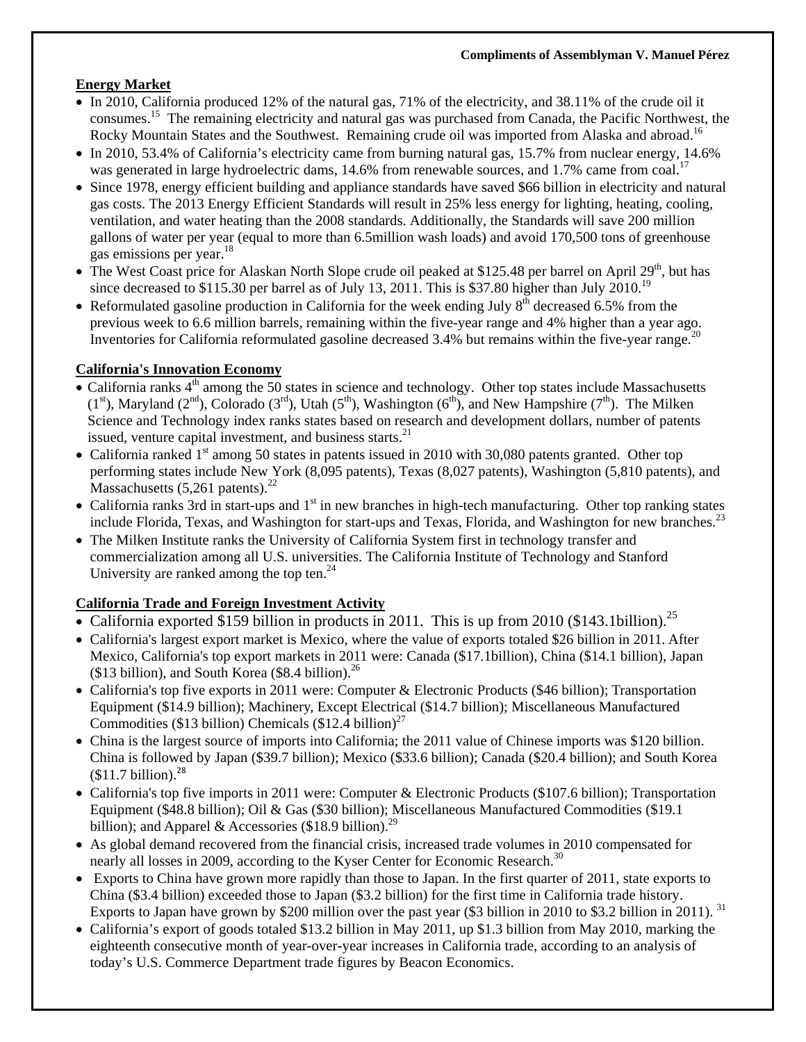## Energy Market

- In 2010, California produced 12% of the natural gas, 71% of the electricity, and 38.11% of the crude oil it consumes.[15] The remaining electricity and natural gas was purchased from Canada, the Pacific Northwest, the Rocky Mountain States and the Southwest. Remaining crude oil was imported from Alaska and abroad.[16]
- In 2010, 53.4% of California's electricity came from burning natural gas, 15.7% from nuclear energy, 14.6% was generated in large hydroelectric dams, 14.6% from renewable sources, and 1.7% came from coal.[17]
- Since 1978, energy efficient building and appliance standards have saved $66 billion in electricity and natural gas costs. The 2013 Energy Efficient Standards will result in 25% less energy for lighting, heating, cooling, ventilation, and water heating than the 2008 standards. Additionally, the Standards will save 200 million gallons of water per year (equal to more than 6.5million wash loads) and avoid 170,500 tons of greenhouse gas emissions per year.[18]
- The West Coast price for Alaskan North Slope crude oil peaked at $125.48 per barrel on April 29th, but has since decreased to $115.30 per barrel as of July 13, 2011. This is $37.80 higher than July 2010.[19]
- Reformulated gasoline production in California for the week ending July 8th decreased 6.5% from the previous week to 6.6 million barrels, remaining within the five-year range and 4% higher than a year ago. Inventories for California reformulated gasoline decreased 3.4% but remains within the five-year range.[20]

## California's Innovation Economy

- California ranks 4th among the 50 states in science and technology. Other top states include Massachusetts (1st), Maryland (2nd), Colorado (3rd), Utah (5th), Washington (6th), and New Hampshire (7th). The Milken Science and Technology index ranks states based on research and development dollars, number of patents issued, venture capital investment, and business starts.[21]
- California ranked 1st among 50 states in patents issued in 2010 with 30,080 patents granted. Other top performing states include New York (8,095 patents), Texas (8,027 patents), Washington (5,810 patents), and Massachusetts (5,261 patents).[22]
- California ranks 3rd in start-ups and 1st in new branches in high-tech manufacturing. Other top ranking states include Florida, Texas, and Washington for start-ups and Texas, Florida, and Washington for new branches.[23]
- The Milken Institute ranks the University of California System first in technology transfer and commercialization among all U.S. universities. The California Institute of Technology and Stanford University are ranked among the top ten.[24]

## California Trade and Foreign Investment Activity

- California exported $159 billion in products in 2011. This is up from 2010 ($143.1billion).[25]
- California's largest export market is Mexico, where the value of exports totaled $26 billion in 2011. After Mexico, California's top export markets in 2011 were: Canada ($17.1billion), China ($14.1 billion), Japan ($13 billion), and South Korea ($8.4 billion).[26]
- California's top five exports in 2011 were: Computer & Electronic Products ($46 billion); Transportation Equipment ($14.9 billion); Machinery, Except Electrical ($14.7 billion); Miscellaneous Manufactured Commodities ($13 billion) Chemicals ($12.4 billion)[27]
- China is the largest source of imports into California; the 2011 value of Chinese imports was $120 billion. China is followed by Japan ($39.7 billion); Mexico ($33.6 billion); Canada ($20.4 billion); and South Korea ($11.7 billion).[28]
- California's top five imports in 2011 were: Computer & Electronic Products ($107.6 billion); Transportation Equipment ($48.8 billion); Oil & Gas ($30 billion); Miscellaneous Manufactured Commodities ($19.1 billion); and Apparel & Accessories ($18.9 billion).[29]
- As global demand recovered from the financial crisis, increased trade volumes in 2010 compensated for nearly all losses in 2009, according to the Kyser Center for Economic Research.[30]
- Exports to China have grown more rapidly than those to Japan. In the first quarter of 2011, state exports to China ($3.4 billion) exceeded those to Japan ($3.2 billion) for the first time in California trade history. Exports to Japan have grown by $200 million over the past year ($3 billion in 2010 to $3.2 billion in 2011).[31]
- California's export of goods totaled $13.2 billion in May 2011, up $1.3 billion from May 2010, marking the eighteenth consecutive month of year-over-year increases in California trade, according to an analysis of today's U.S. Commerce Department trade figures by Beacon Economics.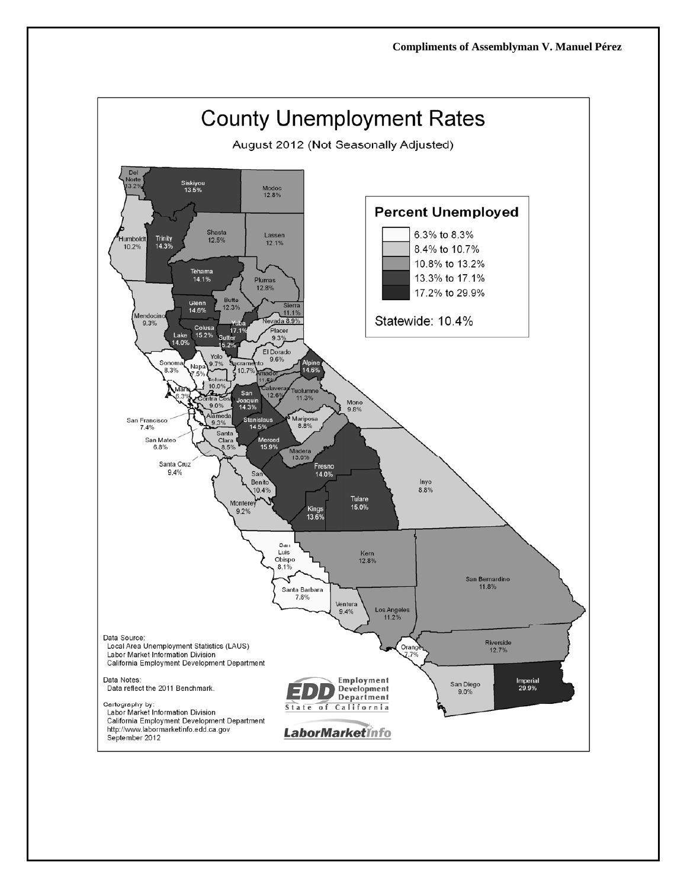**Compliments of Assemblyman V. Manuel Pérez**

# County Unemployment Rates

August 2012 (Not Seasonally Adjusted)

## Percent Unemployed

- 6.3% to 8.3%
- 8.4% to 10.7%
- 10.8% to 13.2%
- 13.3% to 17.1%
- 17.2% to 29.9%

Statewide: 10.4%

| County | Rate |
|---|---|
| Del Norte | 13.2% |
| Siskiyou | 13.5% |
| Modoc | 12.8% |
| Humboldt | 10.2% |
| Trinity | 14.3% |
| Shasta | 12.5% |
| Lassen | 12.1% |
| Tehama | 14.1% |
| Plumas | 12.8% |
| Mendocino | 9.3% |
| Glenn | 14.6% |
| Butte | 12.3% |
| Sierra | 11.1% |
| Nevada | 8.9% |
| Lake | 14.0% |
| Colusa | 15.2% |
| Yuba | 17.1% |
| Sutter | 15.2% |
| Placer | 9.3% |
| Sonoma | 8.3% |
| Napa | 7.5% |
| Yolo | 9.7% |
| Sacramento | 10.7% |
| El Dorado | 9.6% |
| Alpine | 14.6% |
| Solano | 10.0% |
| Amador | 11.6% |
| Marin | 6.3% |
| Contra Costa | 9.0% |
| San Joaquin | 14.3% |
| Calaveras | 12.6% |
| Tuolumne | 11.3% |
| Mono | 9.8% |
| San Francisco | 7.4% |
| Alameda | 9.3% |
| Stanislaus | 14.5% |
| Mariposa | 8.8% |
| San Mateo | 6.8% |
| Santa Clara | 8.5% |
| Merced | 15.9% |
| Madera | 13.0% |
| Santa Cruz | 9.4% |
| Fresno | 14.0% |
| San Benito | 10.4% |
| Inyo | 8.8% |
| Monterey | 9.2% |
| Kings | 13.6% |
| Tulare | 15.0% |
| San Luis Obispo | 8.1% |
| Kern | 12.8% |
| San Bernardino | 11.8% |
| Santa Barbara | 7.6% |
| Ventura | 9.4% |
| Los Angeles | 11.2% |
| Orange | 7.7% |
| Riverside | 12.7% |
| San Diego | 9.0% |
| Imperial | 29.9% |

Data Source:
Local Area Unemployment Statistics (LAUS)
Labor Market Information Division
California Employment Development Department

Data Notes:
Data reflect the 2011 Benchmark.

Cartography by:
Labor Market Information Division
California Employment Development Department
http://www.labormarketinfo.edd.ca.gov
September 2012

EDD Employment Development Department, State of California

LaborMarketInfo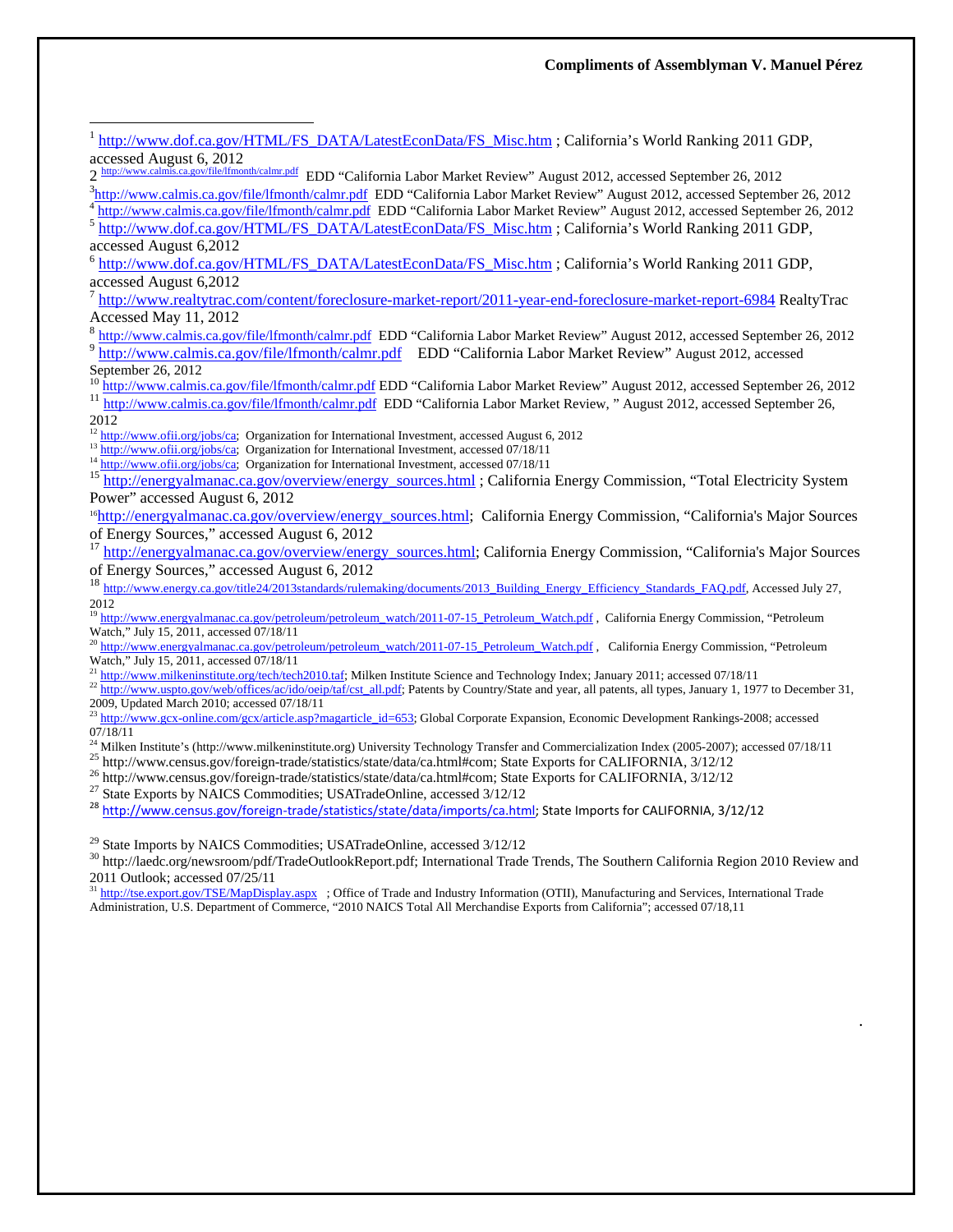**Compliments of Assemblyman V. Manuel Pérez**

[1] http://www.dof.ca.gov/HTML/FS_DATA/LatestEconData/FS_Misc.htm ; California's World Ranking 2011 GDP, accessed August 6, 2012

[2] http://www.calmis.ca.gov/file/lfmonth/calmr.pdf EDD "California Labor Market Review" August 2012, accessed September 26, 2012

[3] http://www.calmis.ca.gov/file/lfmonth/calmr.pdf EDD "California Labor Market Review" August 2012, accessed September 26, 2012

[4] http://www.calmis.ca.gov/file/lfmonth/calmr.pdf EDD "California Labor Market Review" August 2012, accessed September 26, 2012

[5] http://www.dof.ca.gov/HTML/FS_DATA/LatestEconData/FS_Misc.htm ; California's World Ranking 2011 GDP, accessed August 6,2012

[6] http://www.dof.ca.gov/HTML/FS_DATA/LatestEconData/FS_Misc.htm ; California's World Ranking 2011 GDP, accessed August 6,2012

[7] http://www.realtytrac.com/content/foreclosure-market-report/2011-year-end-foreclosure-market-report-6984 RealtyTrac Accessed May 11, 2012

[8] http://www.calmis.ca.gov/file/lfmonth/calmr.pdf EDD "California Labor Market Review" August 2012, accessed September 26, 2012

[9] http://www.calmis.ca.gov/file/lfmonth/calmr.pdf EDD "California Labor Market Review" August 2012, accessed September 26, 2012

[10] http://www.calmis.ca.gov/file/lfmonth/calmr.pdf EDD "California Labor Market Review" August 2012, accessed September 26, 2012

[11] http://www.calmis.ca.gov/file/lfmonth/calmr.pdf EDD "California Labor Market Review, " August 2012, accessed September 26, 2012

[12] http://www.ofii.org/jobs/ca; Organization for International Investment, accessed August 6, 2012

[13] http://www.ofii.org/jobs/ca; Organization for International Investment, accessed 07/18/11

[14] http://www.ofii.org/jobs/ca; Organization for International Investment, accessed 07/18/11

[15] http://energyalmanac.ca.gov/overview/energy_sources.html ; California Energy Commission, "Total Electricity System Power" accessed August 6, 2012

[16] http://energyalmanac.ca.gov/overview/energy_sources.html; California Energy Commission, "California's Major Sources of Energy Sources," accessed August 6, 2012

[17] http://energyalmanac.ca.gov/overview/energy_sources.html; California Energy Commission, "California's Major Sources of Energy Sources," accessed August 6, 2012

[18] http://www.energy.ca.gov/title24/2013standards/rulemaking/documents/2013_Building_Energy_Efficiency_Standards_FAQ.pdf, Accessed July 27, 2012

[19] http://www.energyalmanac.ca.gov/petroleum/petroleum_watch/2011-07-15_Petroleum_Watch.pdf , California Energy Commission, "Petroleum Watch," July 15, 2011, accessed 07/18/11

[20] http://www.energyalmanac.ca.gov/petroleum/petroleum_watch/2011-07-15_Petroleum_Watch.pdf , California Energy Commission, "Petroleum Watch," July 15, 2011, accessed 07/18/11

[21] http://www.milkeninstitute.org/tech/tech2010.taf; Milken Institute Science and Technology Index; January 2011; accessed 07/18/11

[22] http://www.uspto.gov/web/offices/ac/ido/oeip/taf/cst_all.pdf; Patents by Country/State and year, all patents, all types, January 1, 1977 to December 31, 2009, Updated March 2010; accessed 07/18/11

[23] http://www.gcx-online.com/gcx/article.asp?magarticle_id=653; Global Corporate Expansion, Economic Development Rankings-2008; accessed 07/18/11

[24] Milken Institute's (http://www.milkeninstitute.org) University Technology Transfer and Commercialization Index (2005-2007); accessed 07/18/11

[25] http://www.census.gov/foreign-trade/statistics/state/data/ca.html#com; State Exports for CALIFORNIA, 3/12/12

[26] http://www.census.gov/foreign-trade/statistics/state/data/ca.html#com; State Exports for CALIFORNIA, 3/12/12

[27] State Exports by NAICS Commodities; USATradeOnline, accessed 3/12/12

[28] http://www.census.gov/foreign-trade/statistics/state/data/imports/ca.html; State Imports for CALIFORNIA, 3/12/12

[29] State Imports by NAICS Commodities; USATradeOnline, accessed 3/12/12

[30] http://laedc.org/newsroom/pdf/TradeOutlookReport.pdf; International Trade Trends, The Southern California Region 2010 Review and 2011 Outlook; accessed 07/25/11

[31] http://tse.export.gov/TSE/MapDisplay.aspx ; Office of Trade and Industry Information (OTII), Manufacturing and Services, International Trade Administration, U.S. Department of Commerce, "2010 NAICS Total All Merchandise Exports from California"; accessed 07/18,11